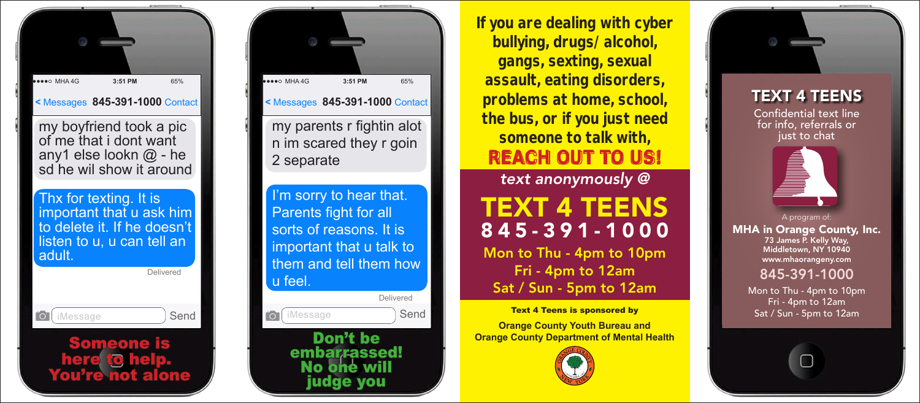MHA 4G 3:51 PM 65%

< Messages **845-391-1000** Contact

my boyfriend took a pic of me that i dont want any1 else lookn @ - he sd he wil show it around

Thx for texting. It is important that u ask him to delete it. If he doesn't listen to u, u can tell an adult.

Delivered

iMessage Send

**Someone is here to help. You're not alone**

MHA 4G 3:51 PM 65%

< Messages **845-391-1000** Contact

my parents r fightin alot n im scared they r goin 2 separate

I'm sorry to hear that. Parents fight for all sorts of reasons. It is important that u talk to them and tell them how u feel.

Delivered

iMessage Send

**Don't be embarrassed! No one will judge you**

**If you are dealing with cyber bullying, drugs/alcohol, gangs, sexting, sexual assault, eating disorders, problems at home, school, the bus, or if you just need someone to talk with,**

**REACH OUT TO US!**

*text anonymously @*

# TEXT 4 TEENS

## 845-391-1000

Mon to Thu - 4pm to 10pm
Fri - 4pm to 12am
Sat / Sun - 5pm to 12am

**Text 4 Teens is sponsored by**

**Orange County Youth Bureau and Orange County Department of Mental Health**

## TEXT 4 TEENS

Confidential text line for info, referrals or just to chat

A program of:

**MHA in Orange County, Inc.**
**73 James P. Kelly Way, Middletown, NY 10940**
**www.mhaorangeny.com**

**845-391-1000**

Mon to Thu - 4pm to 10pm
Fri - 4pm to 12am
Sat / Sun - 5pm to 12am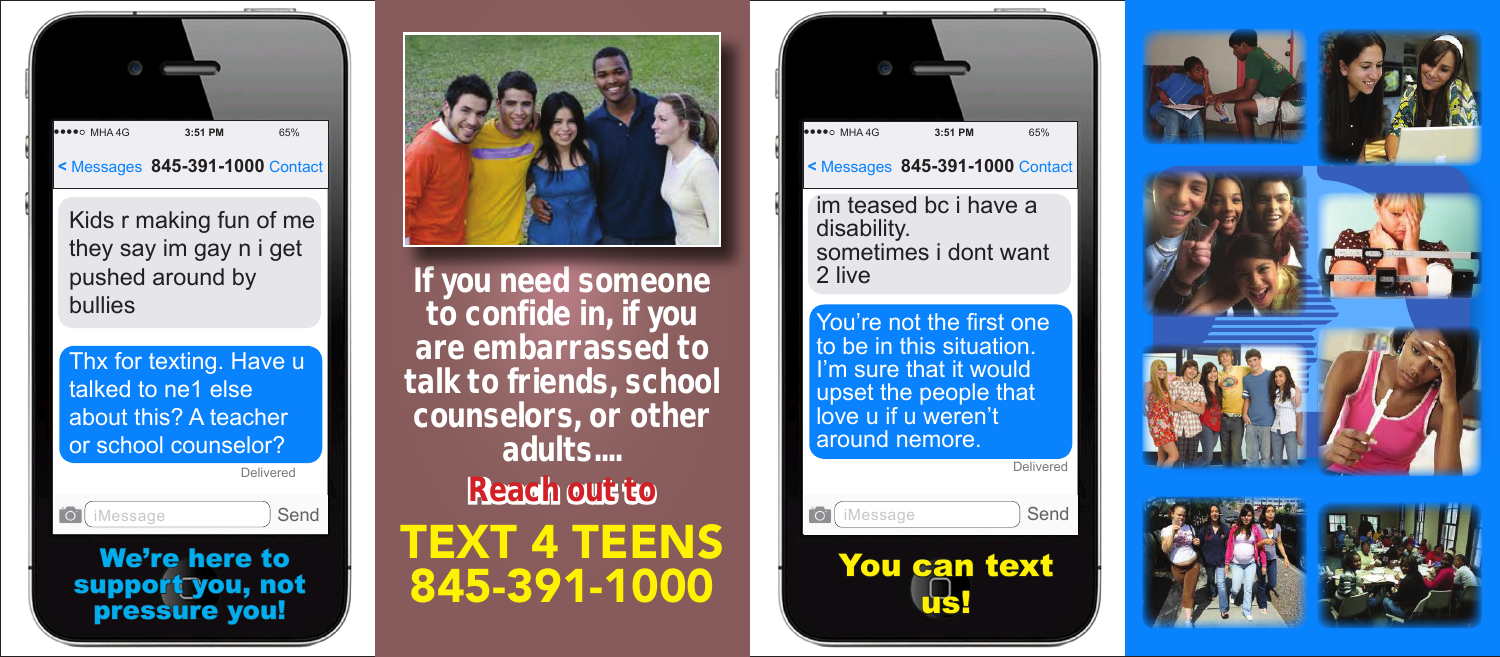MHA 4G 3:51 PM 65%

< Messages **845-391-1000** Contact

Kids r making fun of me they say im gay n i get pushed around by bullies

Thx for texting. Have u talked to ne1 else about this? A teacher or school counselor?

Delivered

iMessage Send

**We're here to support you, not pressure you!**

**If you need someone to confide in, if you are embarrassed to talk to friends, school counselors, or other adults....**

**Reach out to**

# TEXT 4 TEENS 845-391-1000

MHA 4G 3:51 PM 65%

< Messages **845-391-1000** Contact

im teased bc i have a disability.
sometimes i dont want 2 live

You're not the first one to be in this situation. I'm sure that it would upset the people that love u if u weren't around nemore.

Delivered

iMessage Send

**You can text us!**